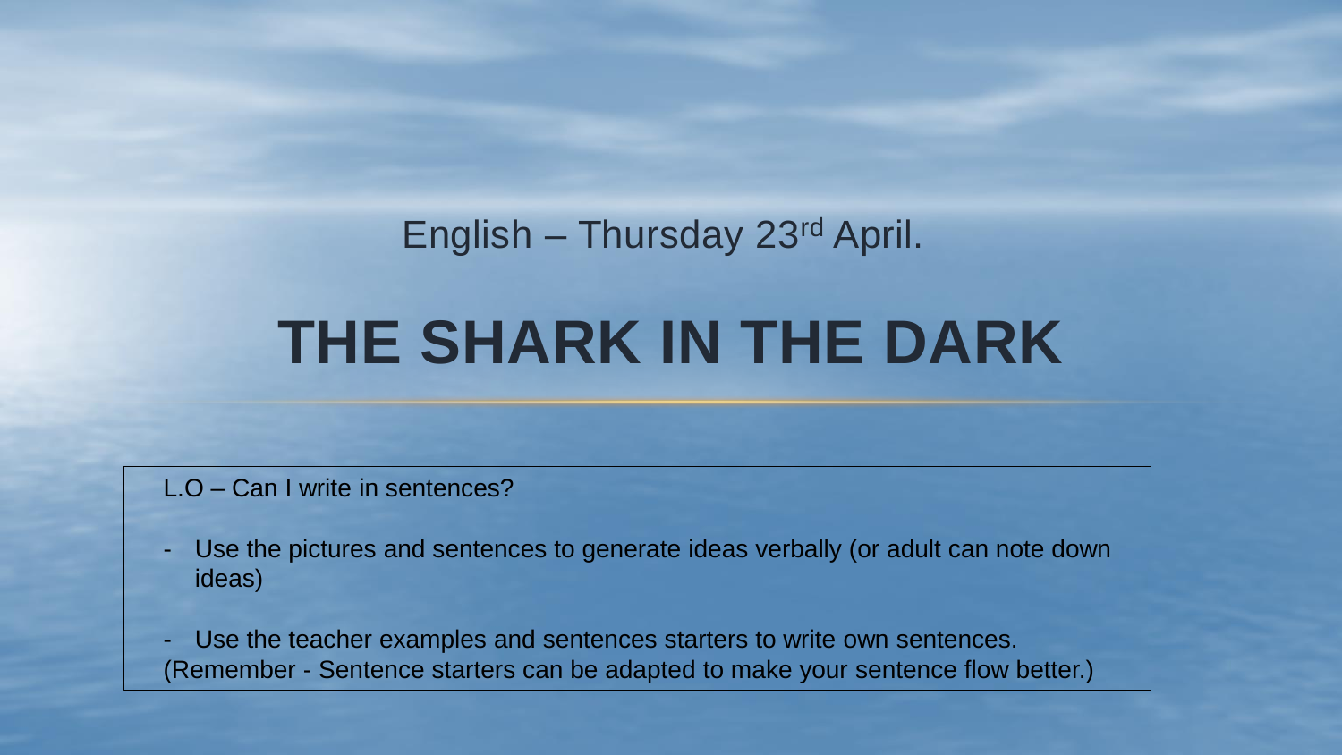English – Thursday 23rd April.

# THE SHARK IN THE DARK

L.O – Can I write in sentences?

- Use the pictures and sentences to generate ideas verbally (or adult can note down ideas)

- Use the teacher examples and sentences starters to write own sentences.

(Remember - Sentence starters can be adapted to make your sentence flow better.)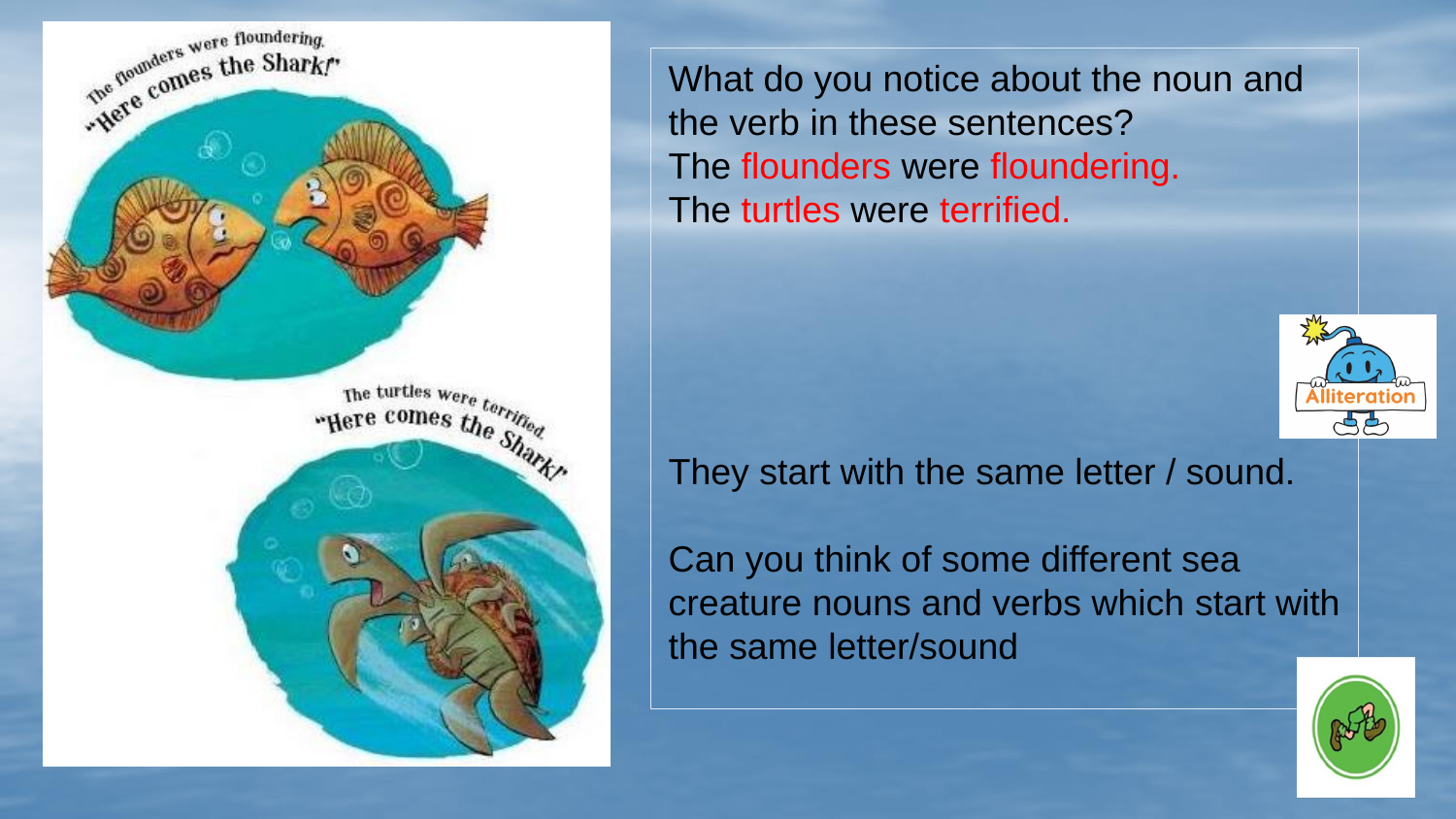The flounders were floundering.
"Here comes the Shark!"

The turtles were terrified.
"Here comes the Shark!"

What do you notice about the noun and the verb in these sentences?

The flounders were floundering.

The turtles were terrified.

Alliteration

They start with the same letter / sound.

Can you think of some different sea creature nouns and verbs which start with the same letter/sound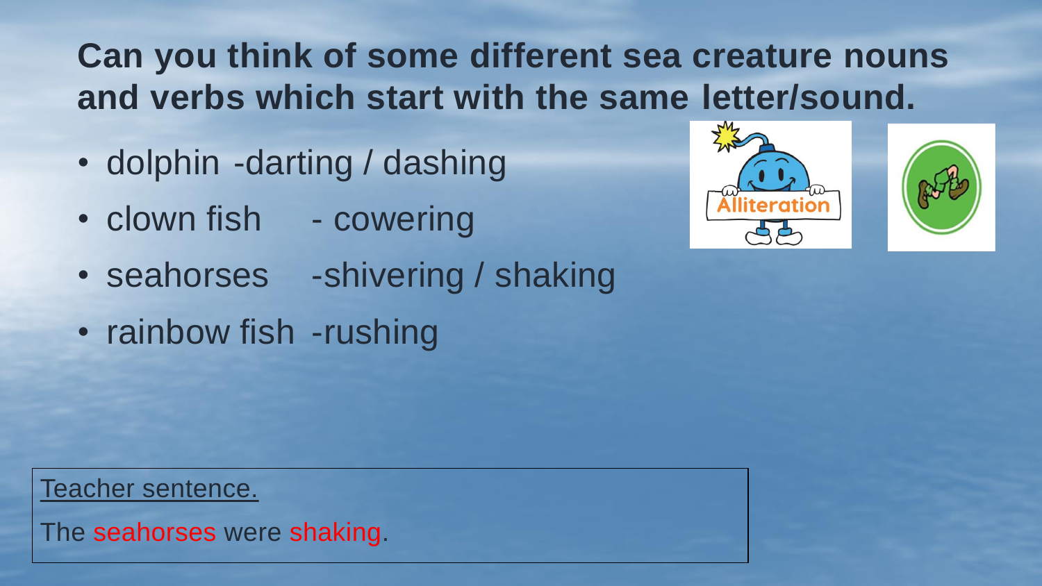## Can you think of some different sea creature nouns and verbs which start with the same letter/sound.

- dolphin -darting / dashing
- clown fish - cowering
- seahorses -shivering / shaking
- rainbow fish -rushing

Alliteration

Teacher sentence.

The seahorses were shaking.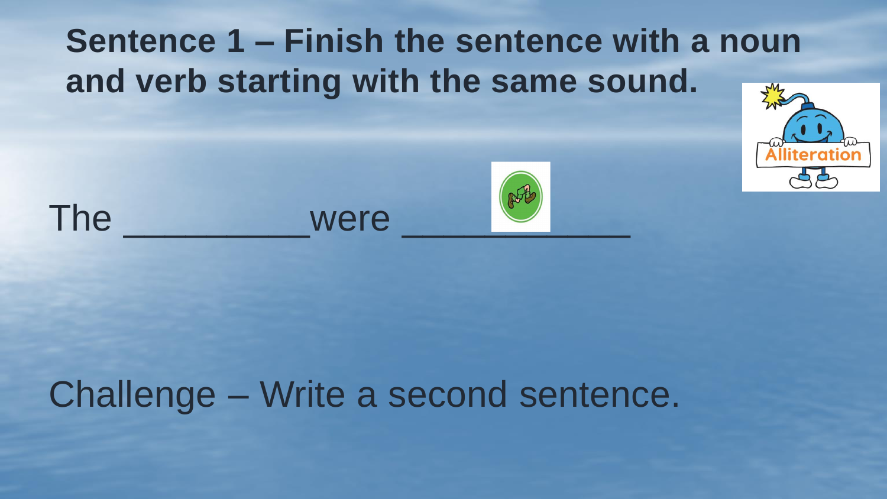## Sentence 1 – Finish the sentence with a noun and verb starting with the same sound.

The _________were ___________

Challenge – Write a second sentence.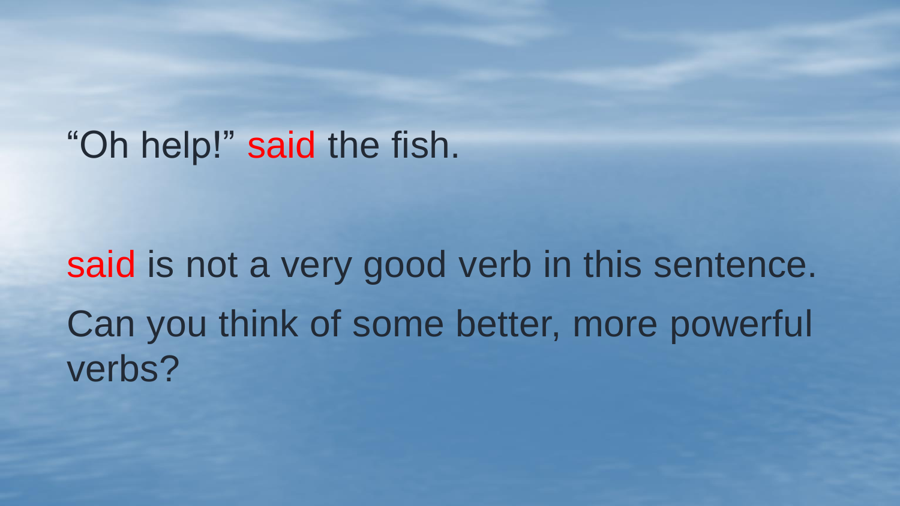"Oh help!" said the fish.

said is not a very good verb in this sentence.

Can you think of some better, more powerful verbs?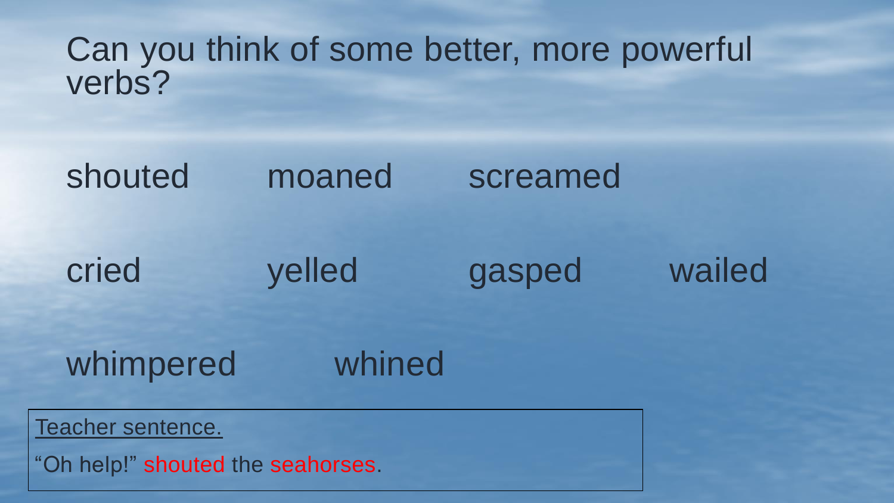# Can you think of some better, more powerful verbs?

shouted moaned screamed

cried yelled gasped wailed

whimpered whined

Teacher sentence.

"Oh help!" shouted the seahorses.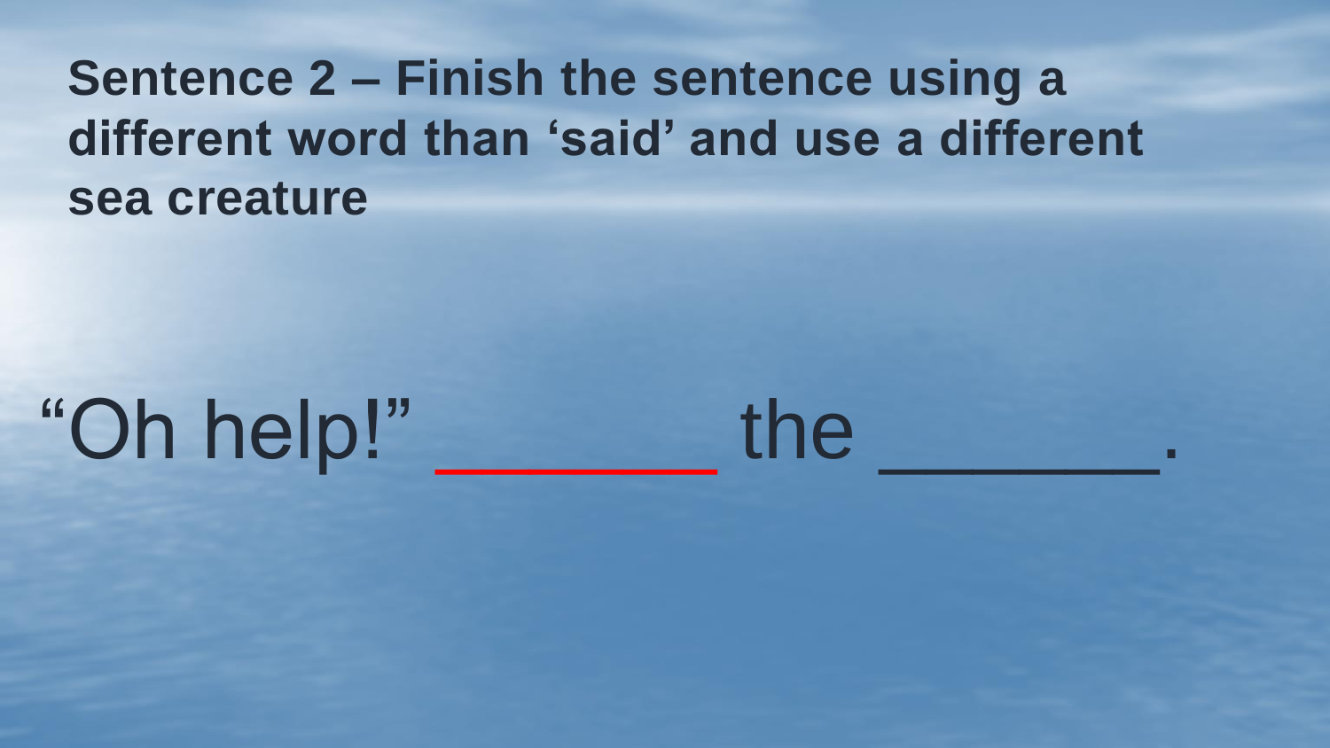**Sentence 2 – Finish the sentence using a different word than 'said' and use a different sea creature**

"Oh help!" ______ the ______.